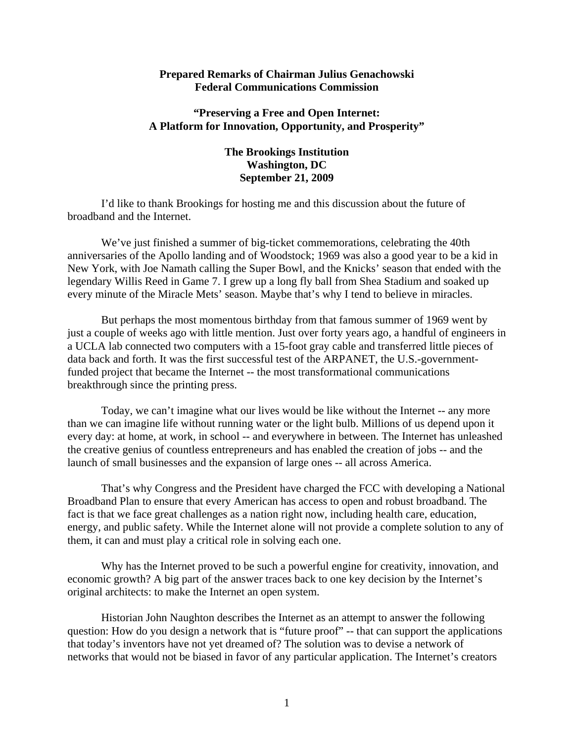**Prepared Remarks of Chairman Julius Genachowski**
**Federal Communications Commission**

**"Preserving a Free and Open Internet:**
**A Platform for Innovation, Opportunity, and Prosperity"**

**The Brookings Institution**
**Washington, DC**
**September 21, 2009**

I'd like to thank Brookings for hosting me and this discussion about the future of broadband and the Internet.

We've just finished a summer of big-ticket commemorations, celebrating the 40th anniversaries of the Apollo landing and of Woodstock; 1969 was also a good year to be a kid in New York, with Joe Namath calling the Super Bowl, and the Knicks' season that ended with the legendary Willis Reed in Game 7. I grew up a long fly ball from Shea Stadium and soaked up every minute of the Miracle Mets' season. Maybe that's why I tend to believe in miracles.

But perhaps the most momentous birthday from that famous summer of 1969 went by just a couple of weeks ago with little mention. Just over forty years ago, a handful of engineers in a UCLA lab connected two computers with a 15-foot gray cable and transferred little pieces of data back and forth. It was the first successful test of the ARPANET, the U.S.-government-funded project that became the Internet -- the most transformational communications breakthrough since the printing press.

Today, we can't imagine what our lives would be like without the Internet -- any more than we can imagine life without running water or the light bulb. Millions of us depend upon it every day: at home, at work, in school -- and everywhere in between. The Internet has unleashed the creative genius of countless entrepreneurs and has enabled the creation of jobs -- and the launch of small businesses and the expansion of large ones -- all across America.

That's why Congress and the President have charged the FCC with developing a National Broadband Plan to ensure that every American has access to open and robust broadband. The fact is that we face great challenges as a nation right now, including health care, education, energy, and public safety. While the Internet alone will not provide a complete solution to any of them, it can and must play a critical role in solving each one.

Why has the Internet proved to be such a powerful engine for creativity, innovation, and economic growth? A big part of the answer traces back to one key decision by the Internet's original architects: to make the Internet an open system.

Historian John Naughton describes the Internet as an attempt to answer the following question: How do you design a network that is "future proof" -- that can support the applications that today's inventors have not yet dreamed of? The solution was to devise a network of networks that would not be biased in favor of any particular application. The Internet's creators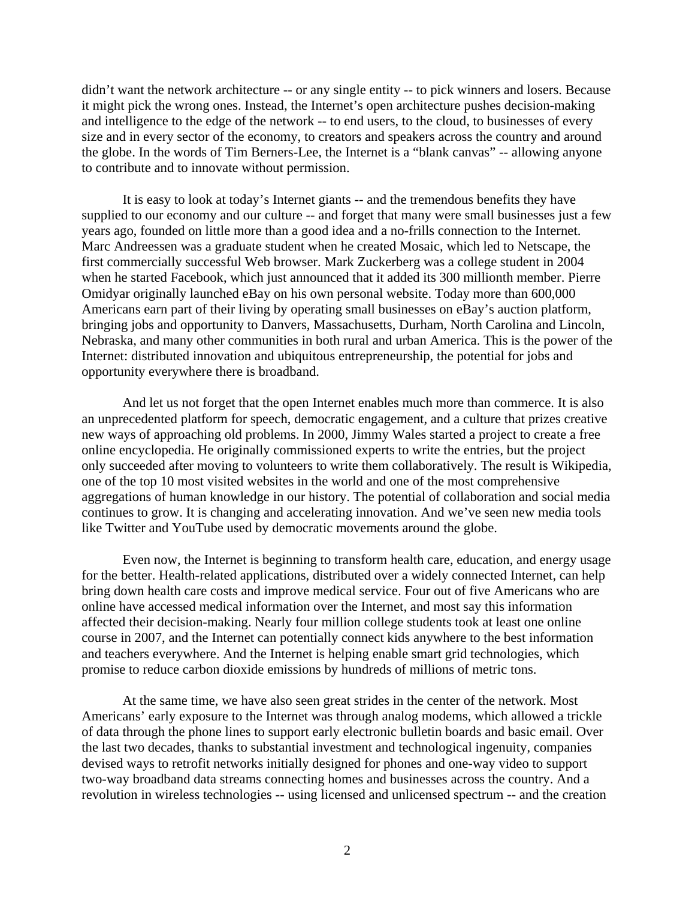didn't want the network architecture -- or any single entity -- to pick winners and losers. Because it might pick the wrong ones. Instead, the Internet's open architecture pushes decision-making and intelligence to the edge of the network -- to end users, to the cloud, to businesses of every size and in every sector of the economy, to creators and speakers across the country and around the globe. In the words of Tim Berners-Lee, the Internet is a "blank canvas" -- allowing anyone to contribute and to innovate without permission.

It is easy to look at today's Internet giants -- and the tremendous benefits they have supplied to our economy and our culture -- and forget that many were small businesses just a few years ago, founded on little more than a good idea and a no-frills connection to the Internet. Marc Andreessen was a graduate student when he created Mosaic, which led to Netscape, the first commercially successful Web browser. Mark Zuckerberg was a college student in 2004 when he started Facebook, which just announced that it added its 300 millionth member. Pierre Omidyar originally launched eBay on his own personal website. Today more than 600,000 Americans earn part of their living by operating small businesses on eBay's auction platform, bringing jobs and opportunity to Danvers, Massachusetts, Durham, North Carolina and Lincoln, Nebraska, and many other communities in both rural and urban America. This is the power of the Internet: distributed innovation and ubiquitous entrepreneurship, the potential for jobs and opportunity everywhere there is broadband.

And let us not forget that the open Internet enables much more than commerce. It is also an unprecedented platform for speech, democratic engagement, and a culture that prizes creative new ways of approaching old problems. In 2000, Jimmy Wales started a project to create a free online encyclopedia. He originally commissioned experts to write the entries, but the project only succeeded after moving to volunteers to write them collaboratively. The result is Wikipedia, one of the top 10 most visited websites in the world and one of the most comprehensive aggregations of human knowledge in our history. The potential of collaboration and social media continues to grow. It is changing and accelerating innovation. And we've seen new media tools like Twitter and YouTube used by democratic movements around the globe.

Even now, the Internet is beginning to transform health care, education, and energy usage for the better. Health-related applications, distributed over a widely connected Internet, can help bring down health care costs and improve medical service. Four out of five Americans who are online have accessed medical information over the Internet, and most say this information affected their decision-making. Nearly four million college students took at least one online course in 2007, and the Internet can potentially connect kids anywhere to the best information and teachers everywhere. And the Internet is helping enable smart grid technologies, which promise to reduce carbon dioxide emissions by hundreds of millions of metric tons.

At the same time, we have also seen great strides in the center of the network. Most Americans' early exposure to the Internet was through analog modems, which allowed a trickle of data through the phone lines to support early electronic bulletin boards and basic email. Over the last two decades, thanks to substantial investment and technological ingenuity, companies devised ways to retrofit networks initially designed for phones and one-way video to support two-way broadband data streams connecting homes and businesses across the country. And a revolution in wireless technologies -- using licensed and unlicensed spectrum -- and the creation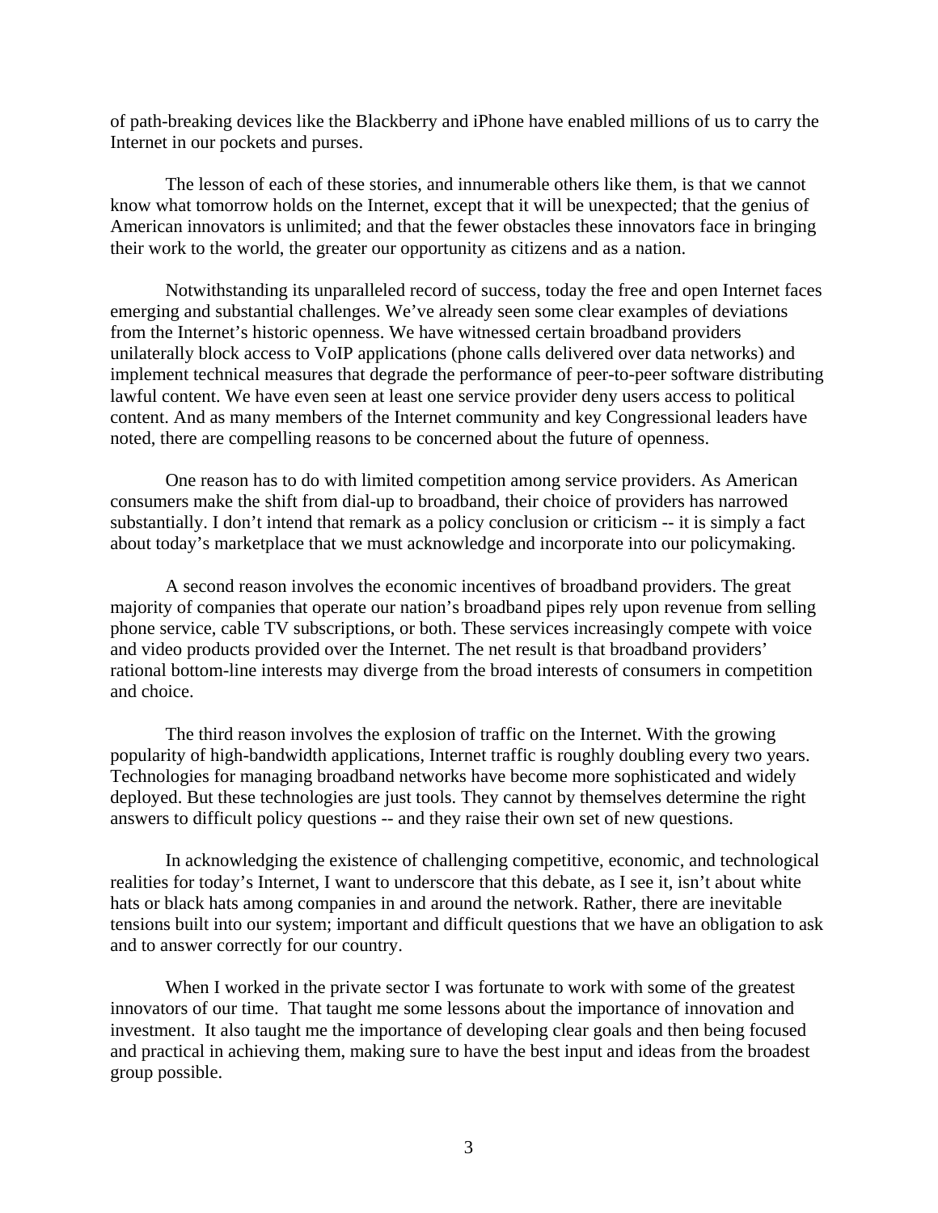of path-breaking devices like the Blackberry and iPhone have enabled millions of us to carry the Internet in our pockets and purses.

The lesson of each of these stories, and innumerable others like them, is that we cannot know what tomorrow holds on the Internet, except that it will be unexpected; that the genius of American innovators is unlimited; and that the fewer obstacles these innovators face in bringing their work to the world, the greater our opportunity as citizens and as a nation.

Notwithstanding its unparalleled record of success, today the free and open Internet faces emerging and substantial challenges. We've already seen some clear examples of deviations from the Internet's historic openness. We have witnessed certain broadband providers unilaterally block access to VoIP applications (phone calls delivered over data networks) and implement technical measures that degrade the performance of peer-to-peer software distributing lawful content. We have even seen at least one service provider deny users access to political content. And as many members of the Internet community and key Congressional leaders have noted, there are compelling reasons to be concerned about the future of openness.

One reason has to do with limited competition among service providers. As American consumers make the shift from dial-up to broadband, their choice of providers has narrowed substantially. I don't intend that remark as a policy conclusion or criticism -- it is simply a fact about today's marketplace that we must acknowledge and incorporate into our policymaking.

A second reason involves the economic incentives of broadband providers. The great majority of companies that operate our nation's broadband pipes rely upon revenue from selling phone service, cable TV subscriptions, or both. These services increasingly compete with voice and video products provided over the Internet. The net result is that broadband providers' rational bottom-line interests may diverge from the broad interests of consumers in competition and choice.

The third reason involves the explosion of traffic on the Internet. With the growing popularity of high-bandwidth applications, Internet traffic is roughly doubling every two years. Technologies for managing broadband networks have become more sophisticated and widely deployed. But these technologies are just tools. They cannot by themselves determine the right answers to difficult policy questions -- and they raise their own set of new questions.

In acknowledging the existence of challenging competitive, economic, and technological realities for today's Internet, I want to underscore that this debate, as I see it, isn't about white hats or black hats among companies in and around the network. Rather, there are inevitable tensions built into our system; important and difficult questions that we have an obligation to ask and to answer correctly for our country.

When I worked in the private sector I was fortunate to work with some of the greatest innovators of our time. That taught me some lessons about the importance of innovation and investment. It also taught me the importance of developing clear goals and then being focused and practical in achieving them, making sure to have the best input and ideas from the broadest group possible.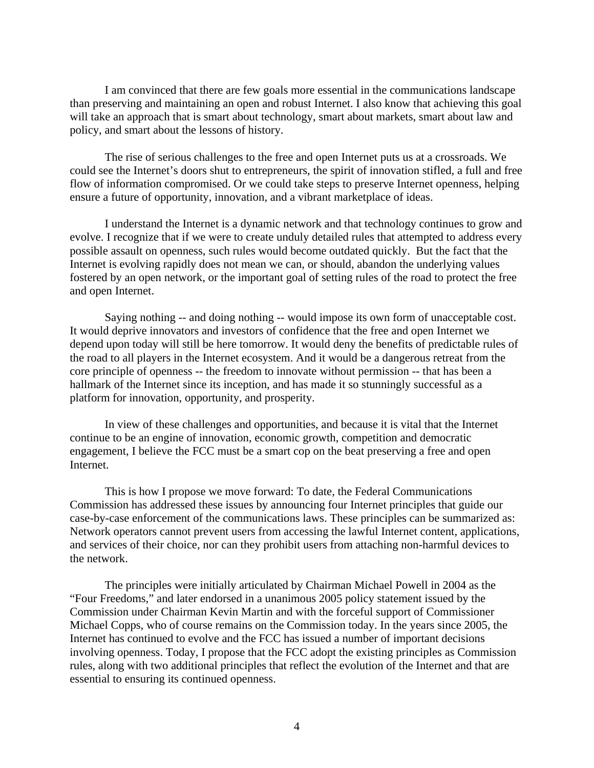I am convinced that there are few goals more essential in the communications landscape than preserving and maintaining an open and robust Internet. I also know that achieving this goal will take an approach that is smart about technology, smart about markets, smart about law and policy, and smart about the lessons of history.

The rise of serious challenges to the free and open Internet puts us at a crossroads. We could see the Internet's doors shut to entrepreneurs, the spirit of innovation stifled, a full and free flow of information compromised. Or we could take steps to preserve Internet openness, helping ensure a future of opportunity, innovation, and a vibrant marketplace of ideas.

I understand the Internet is a dynamic network and that technology continues to grow and evolve. I recognize that if we were to create unduly detailed rules that attempted to address every possible assault on openness, such rules would become outdated quickly. But the fact that the Internet is evolving rapidly does not mean we can, or should, abandon the underlying values fostered by an open network, or the important goal of setting rules of the road to protect the free and open Internet.

Saying nothing -- and doing nothing -- would impose its own form of unacceptable cost. It would deprive innovators and investors of confidence that the free and open Internet we depend upon today will still be here tomorrow. It would deny the benefits of predictable rules of the road to all players in the Internet ecosystem. And it would be a dangerous retreat from the core principle of openness -- the freedom to innovate without permission -- that has been a hallmark of the Internet since its inception, and has made it so stunningly successful as a platform for innovation, opportunity, and prosperity.

In view of these challenges and opportunities, and because it is vital that the Internet continue to be an engine of innovation, economic growth, competition and democratic engagement, I believe the FCC must be a smart cop on the beat preserving a free and open Internet.

This is how I propose we move forward: To date, the Federal Communications Commission has addressed these issues by announcing four Internet principles that guide our case-by-case enforcement of the communications laws. These principles can be summarized as: Network operators cannot prevent users from accessing the lawful Internet content, applications, and services of their choice, nor can they prohibit users from attaching non-harmful devices to the network.

The principles were initially articulated by Chairman Michael Powell in 2004 as the "Four Freedoms," and later endorsed in a unanimous 2005 policy statement issued by the Commission under Chairman Kevin Martin and with the forceful support of Commissioner Michael Copps, who of course remains on the Commission today. In the years since 2005, the Internet has continued to evolve and the FCC has issued a number of important decisions involving openness. Today, I propose that the FCC adopt the existing principles as Commission rules, along with two additional principles that reflect the evolution of the Internet and that are essential to ensuring its continued openness.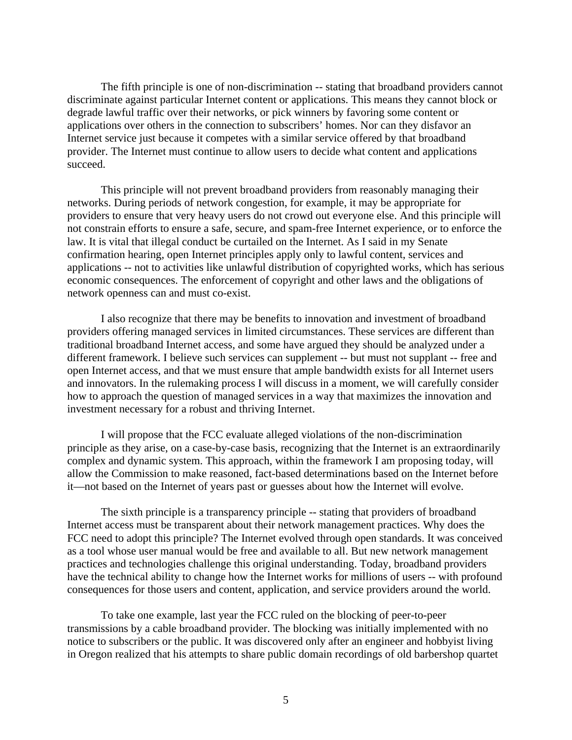The fifth principle is one of non-discrimination -- stating that broadband providers cannot discriminate against particular Internet content or applications. This means they cannot block or degrade lawful traffic over their networks, or pick winners by favoring some content or applications over others in the connection to subscribers' homes. Nor can they disfavor an Internet service just because it competes with a similar service offered by that broadband provider. The Internet must continue to allow users to decide what content and applications succeed.

This principle will not prevent broadband providers from reasonably managing their networks. During periods of network congestion, for example, it may be appropriate for providers to ensure that very heavy users do not crowd out everyone else. And this principle will not constrain efforts to ensure a safe, secure, and spam-free Internet experience, or to enforce the law. It is vital that illegal conduct be curtailed on the Internet. As I said in my Senate confirmation hearing, open Internet principles apply only to lawful content, services and applications -- not to activities like unlawful distribution of copyrighted works, which has serious economic consequences. The enforcement of copyright and other laws and the obligations of network openness can and must co-exist.

I also recognize that there may be benefits to innovation and investment of broadband providers offering managed services in limited circumstances. These services are different than traditional broadband Internet access, and some have argued they should be analyzed under a different framework. I believe such services can supplement -- but must not supplant -- free and open Internet access, and that we must ensure that ample bandwidth exists for all Internet users and innovators. In the rulemaking process I will discuss in a moment, we will carefully consider how to approach the question of managed services in a way that maximizes the innovation and investment necessary for a robust and thriving Internet.

I will propose that the FCC evaluate alleged violations of the non-discrimination principle as they arise, on a case-by-case basis, recognizing that the Internet is an extraordinarily complex and dynamic system. This approach, within the framework I am proposing today, will allow the Commission to make reasoned, fact-based determinations based on the Internet before it—not based on the Internet of years past or guesses about how the Internet will evolve.

The sixth principle is a transparency principle -- stating that providers of broadband Internet access must be transparent about their network management practices. Why does the FCC need to adopt this principle? The Internet evolved through open standards. It was conceived as a tool whose user manual would be free and available to all. But new network management practices and technologies challenge this original understanding. Today, broadband providers have the technical ability to change how the Internet works for millions of users -- with profound consequences for those users and content, application, and service providers around the world.

To take one example, last year the FCC ruled on the blocking of peer-to-peer transmissions by a cable broadband provider. The blocking was initially implemented with no notice to subscribers or the public. It was discovered only after an engineer and hobbyist living in Oregon realized that his attempts to share public domain recordings of old barbershop quartet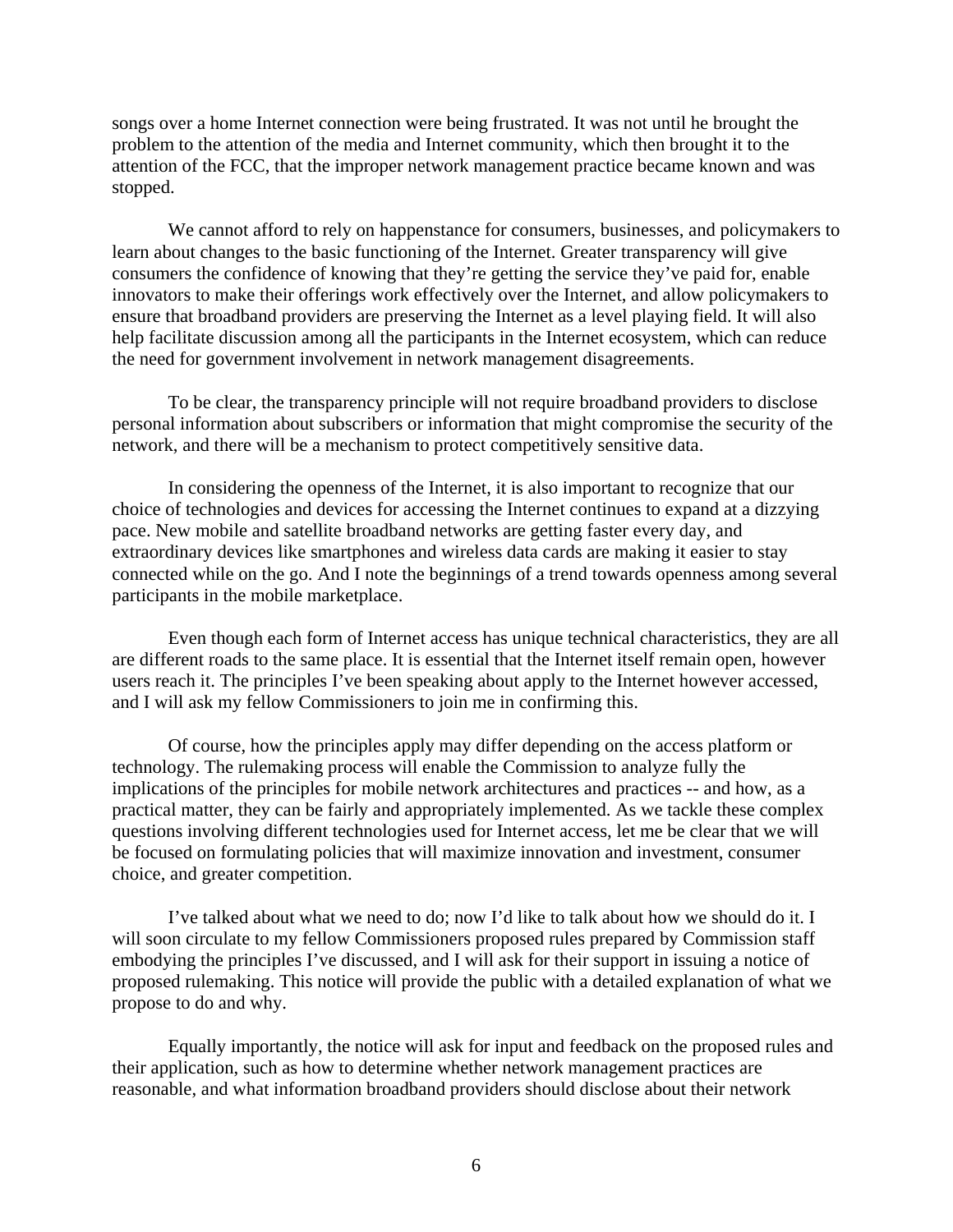songs over a home Internet connection were being frustrated. It was not until he brought the problem to the attention of the media and Internet community, which then brought it to the attention of the FCC, that the improper network management practice became known and was stopped.

We cannot afford to rely on happenstance for consumers, businesses, and policymakers to learn about changes to the basic functioning of the Internet. Greater transparency will give consumers the confidence of knowing that they're getting the service they've paid for, enable innovators to make their offerings work effectively over the Internet, and allow policymakers to ensure that broadband providers are preserving the Internet as a level playing field. It will also help facilitate discussion among all the participants in the Internet ecosystem, which can reduce the need for government involvement in network management disagreements.

To be clear, the transparency principle will not require broadband providers to disclose personal information about subscribers or information that might compromise the security of the network, and there will be a mechanism to protect competitively sensitive data.

In considering the openness of the Internet, it is also important to recognize that our choice of technologies and devices for accessing the Internet continues to expand at a dizzying pace. New mobile and satellite broadband networks are getting faster every day, and extraordinary devices like smartphones and wireless data cards are making it easier to stay connected while on the go. And I note the beginnings of a trend towards openness among several participants in the mobile marketplace.

Even though each form of Internet access has unique technical characteristics, they are all are different roads to the same place. It is essential that the Internet itself remain open, however users reach it. The principles I've been speaking about apply to the Internet however accessed, and I will ask my fellow Commissioners to join me in confirming this.

Of course, how the principles apply may differ depending on the access platform or technology. The rulemaking process will enable the Commission to analyze fully the implications of the principles for mobile network architectures and practices -- and how, as a practical matter, they can be fairly and appropriately implemented. As we tackle these complex questions involving different technologies used for Internet access, let me be clear that we will be focused on formulating policies that will maximize innovation and investment, consumer choice, and greater competition.

I've talked about what we need to do; now I'd like to talk about how we should do it. I will soon circulate to my fellow Commissioners proposed rules prepared by Commission staff embodying the principles I've discussed, and I will ask for their support in issuing a notice of proposed rulemaking. This notice will provide the public with a detailed explanation of what we propose to do and why.

Equally importantly, the notice will ask for input and feedback on the proposed rules and their application, such as how to determine whether network management practices are reasonable, and what information broadband providers should disclose about their network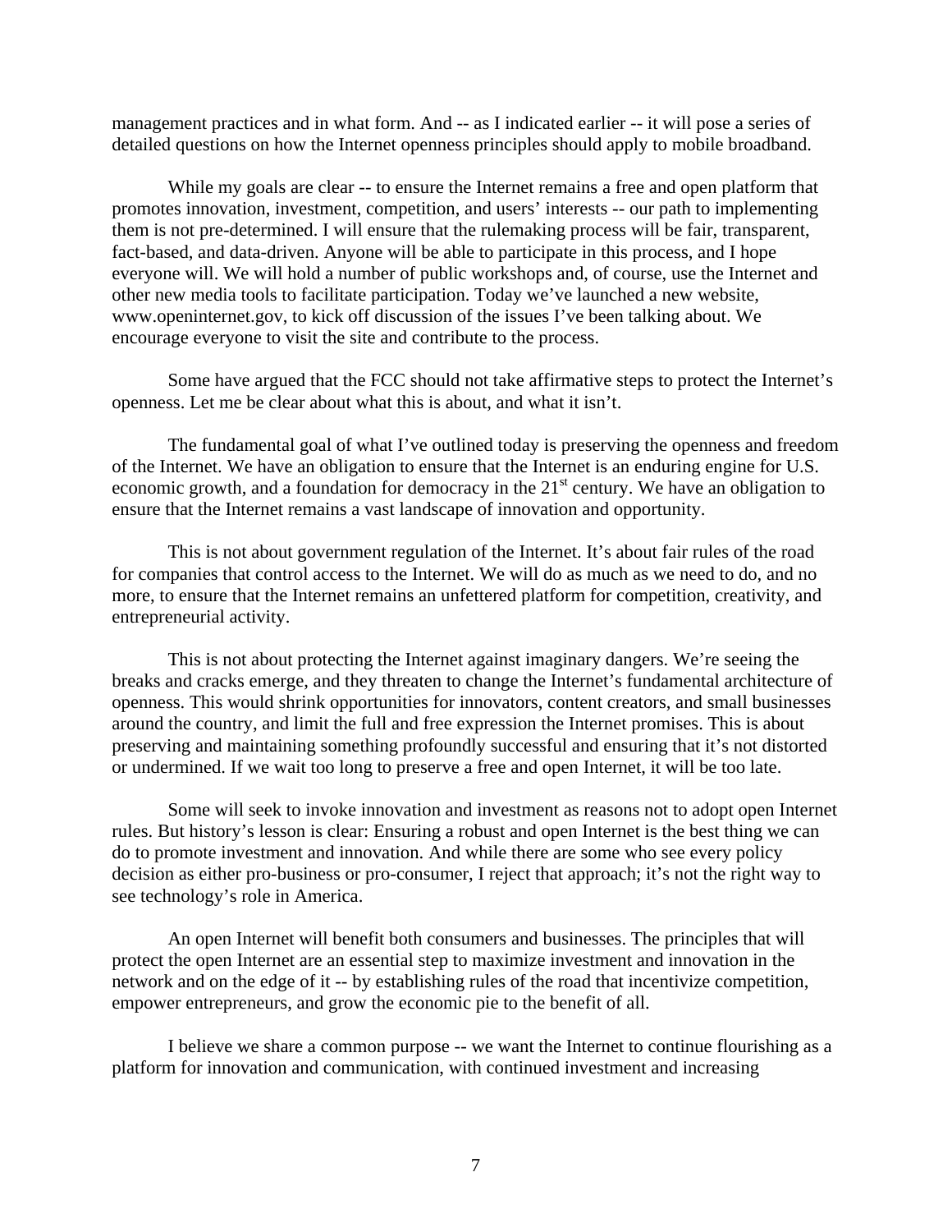management practices and in what form. And -- as I indicated earlier -- it will pose a series of detailed questions on how the Internet openness principles should apply to mobile broadband.

While my goals are clear -- to ensure the Internet remains a free and open platform that promotes innovation, investment, competition, and users' interests -- our path to implementing them is not pre-determined. I will ensure that the rulemaking process will be fair, transparent, fact-based, and data-driven. Anyone will be able to participate in this process, and I hope everyone will. We will hold a number of public workshops and, of course, use the Internet and other new media tools to facilitate participation. Today we've launched a new website, www.openinternet.gov, to kick off discussion of the issues I've been talking about. We encourage everyone to visit the site and contribute to the process.

Some have argued that the FCC should not take affirmative steps to protect the Internet's openness. Let me be clear about what this is about, and what it isn't.

The fundamental goal of what I've outlined today is preserving the openness and freedom of the Internet. We have an obligation to ensure that the Internet is an enduring engine for U.S. economic growth, and a foundation for democracy in the 21st century. We have an obligation to ensure that the Internet remains a vast landscape of innovation and opportunity.

This is not about government regulation of the Internet. It's about fair rules of the road for companies that control access to the Internet. We will do as much as we need to do, and no more, to ensure that the Internet remains an unfettered platform for competition, creativity, and entrepreneurial activity.

This is not about protecting the Internet against imaginary dangers. We're seeing the breaks and cracks emerge, and they threaten to change the Internet's fundamental architecture of openness. This would shrink opportunities for innovators, content creators, and small businesses around the country, and limit the full and free expression the Internet promises. This is about preserving and maintaining something profoundly successful and ensuring that it's not distorted or undermined. If we wait too long to preserve a free and open Internet, it will be too late.

Some will seek to invoke innovation and investment as reasons not to adopt open Internet rules. But history's lesson is clear: Ensuring a robust and open Internet is the best thing we can do to promote investment and innovation. And while there are some who see every policy decision as either pro-business or pro-consumer, I reject that approach; it's not the right way to see technology's role in America.

An open Internet will benefit both consumers and businesses. The principles that will protect the open Internet are an essential step to maximize investment and innovation in the network and on the edge of it -- by establishing rules of the road that incentivize competition, empower entrepreneurs, and grow the economic pie to the benefit of all.

I believe we share a common purpose -- we want the Internet to continue flourishing as a platform for innovation and communication, with continued investment and increasing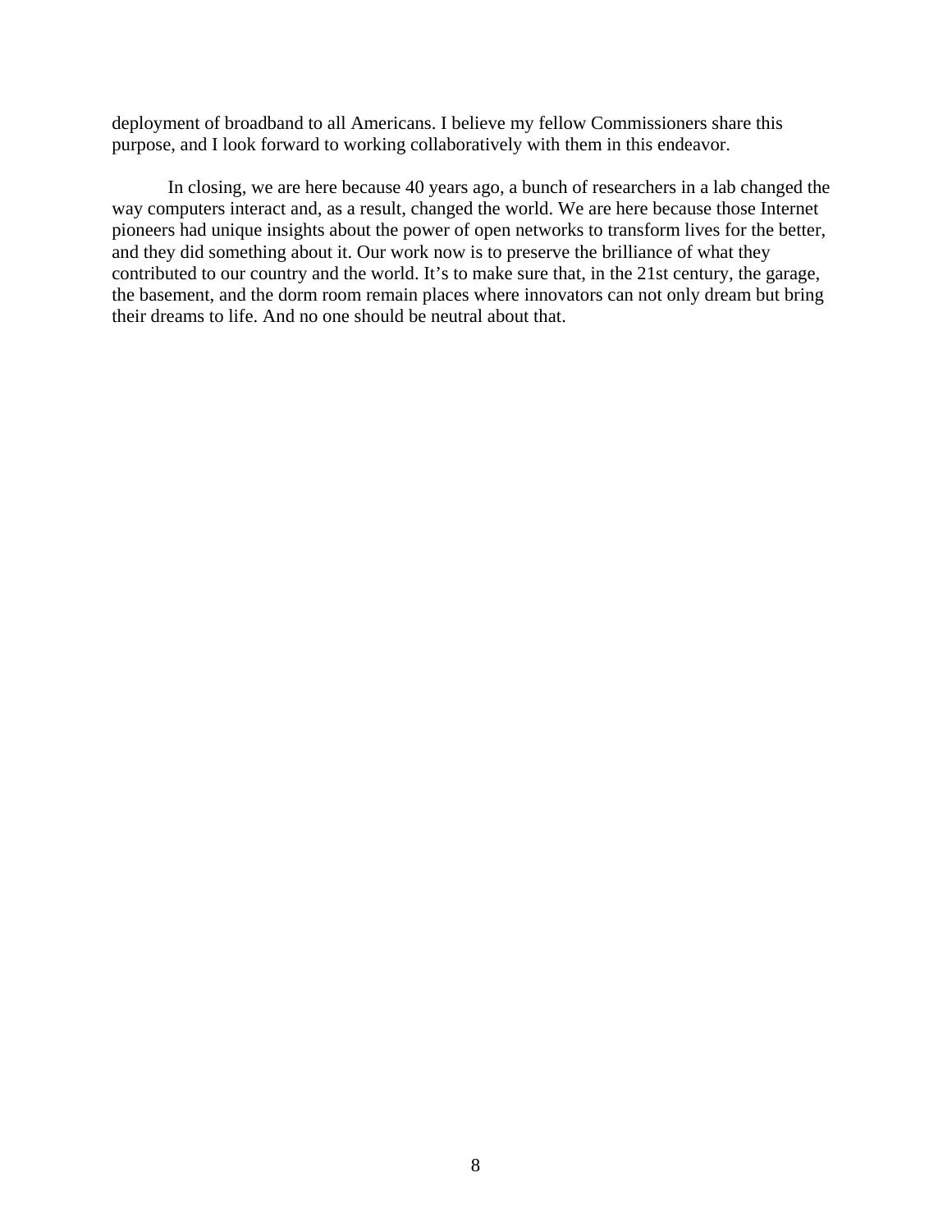deployment of broadband to all Americans. I believe my fellow Commissioners share this purpose, and I look forward to working collaboratively with them in this endeavor.

In closing, we are here because 40 years ago, a bunch of researchers in a lab changed the way computers interact and, as a result, changed the world. We are here because those Internet pioneers had unique insights about the power of open networks to transform lives for the better, and they did something about it. Our work now is to preserve the brilliance of what they contributed to our country and the world. It's to make sure that, in the 21st century, the garage, the basement, and the dorm room remain places where innovators can not only dream but bring their dreams to life. And no one should be neutral about that.